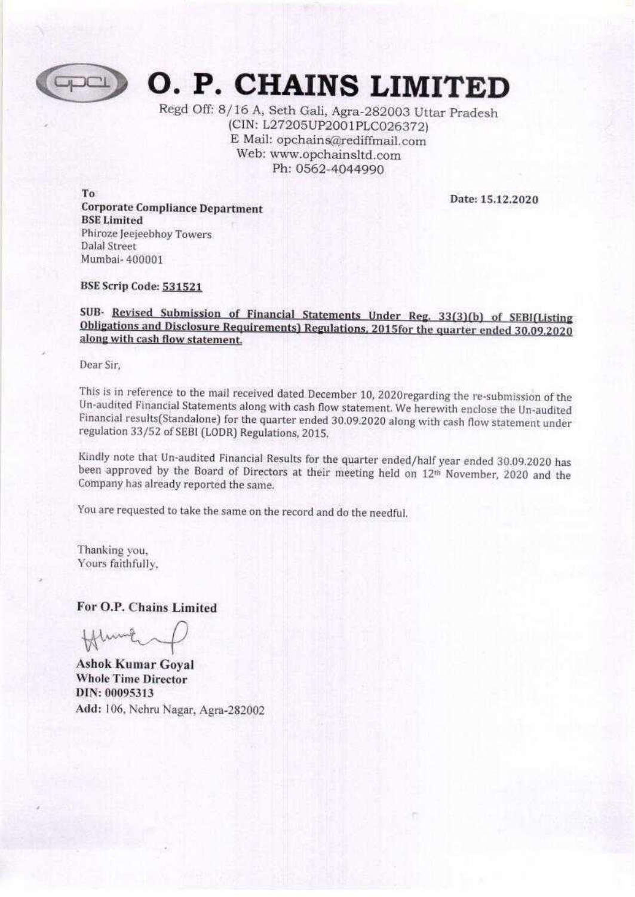# O. P. CHAINS LIMITED

Regd Off: 8/16 A, Seth Gali, Agra-282003 Uttar Pradesh
(CIN: L27205UP2001PLC026372)
E Mail: opchains@rediffmail.com
Web: www.opchainsltd.com
Ph: 0562-4044990

To
**Corporate Compliance Department**
**BSE Limited**
Phiroze Jeejeebhoy Towers
Dalal Street
Mumbai- 400001

**Date: 15.12.2020**

**BSE Scrip Code: 531521**

**SUB- Revised Submission of Financial Statements Under Reg. 33(3)(b) of SEBI(Listing Obligations and Disclosure Requirements) Regulations, 2015for the quarter ended 30.09.2020 along with cash flow statement.**

Dear Sir,

This is in reference to the mail received dated December 10, 2020regarding the re-submission of the Un-audited Financial Statements along with cash flow statement. We herewith enclose the Un-audited Financial results(Standalone) for the quarter ended 30.09.2020 along with cash flow statement under regulation 33/52 of SEBI (LODR) Regulations, 2015.

Kindly note that Un-audited Financial Results for the quarter ended/half year ended 30.09.2020 has been approved by the Board of Directors at their meeting held on 12th November, 2020 and the Company has already reported the same.

You are requested to take the same on the record and do the needful.

Thanking you,
Yours faithfully,

**For O.P. Chains Limited**

**Ashok Kumar Goyal**
**Whole Time Director**
**DIN: 00095313**
**Add:** 106, Nehru Nagar, Agra-282002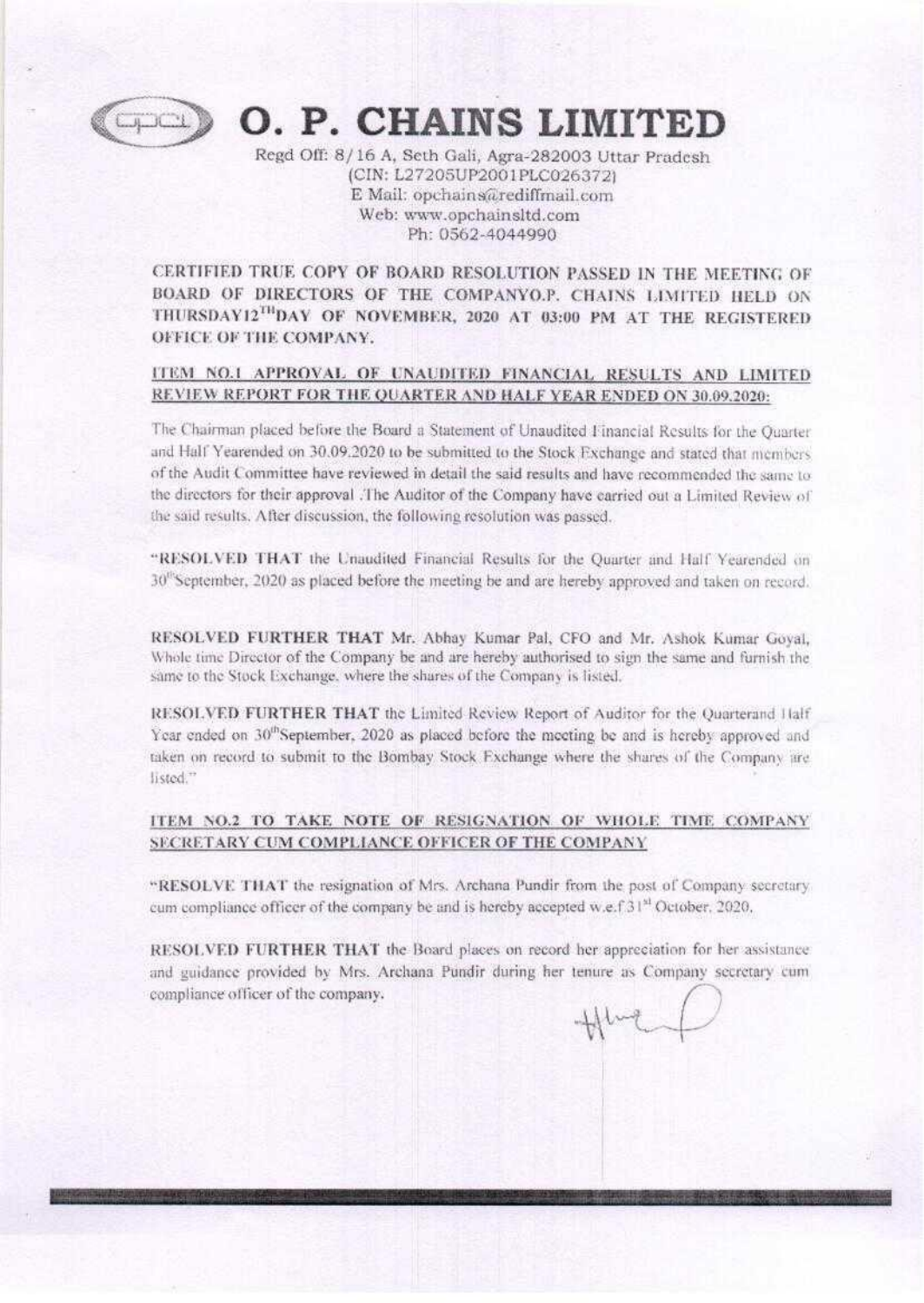# O. P. CHAINS LIMITED

Regd Off: 8/16 A, Seth Gali, Agra-282003 Uttar Pradesh
(CIN: L27205UP2001PLC026372)
E Mail: opchains@rediffmail.com
Web: www.opchainsltd.com
Ph: 0562-4044990

**CERTIFIED TRUE COPY OF BOARD RESOLUTION PASSED IN THE MEETING OF BOARD OF DIRECTORS OF THE COMPANYO.P. CHAINS LIMITED HELD ON THURSDAY12TH DAY OF NOVEMBER, 2020 AT 03:00 PM AT THE REGISTERED OFFICE OF THE COMPANY.**

**ITEM NO.1 APPROVAL OF UNAUDITED FINANCIAL RESULTS AND LIMITED REVIEW REPORT FOR THE QUARTER AND HALF YEAR ENDED ON 30.09.2020:**

The Chairman placed before the Board a Statement of Unaudited Financial Results for the Quarter and Half Yearended on 30.09.2020 to be submitted to the Stock Exchange and stated that members of the Audit Committee have reviewed in detail the said results and have recommended the same to the directors for their approval .The Auditor of the Company have carried out a Limited Review of the said results. After discussion, the following resolution was passed.

"**RESOLVED THAT** the Unaudited Financial Results for the Quarter and Half Yearended on 30th September, 2020 as placed before the meeting be and are hereby approved and taken on record.

**RESOLVED FURTHER THAT** Mr. Abhay Kumar Pal, CFO and Mr. Ashok Kumar Goyal, Whole time Director of the Company be and are hereby authorised to sign the same and furnish the same to the Stock Exchange, where the shares of the Company is listed.

**RESOLVED FURTHER THAT** the Limited Review Report of Auditor for the Quarterand Half Year ended on 30th September, 2020 as placed before the meeting be and is hereby approved and taken on record to submit to the Bombay Stock Exchange where the shares of the Company are listed."

**ITEM NO.2 TO TAKE NOTE OF RESIGNATION OF WHOLE TIME COMPANY SECRETARY CUM COMPLIANCE OFFICER OF THE COMPANY**

"**RESOLVE THAT** the resignation of Mrs. Archana Pundir from the post of Company secretary cum compliance officer of the company be and is hereby accepted w.e.f 31st October, 2020.

**RESOLVED FURTHER THAT** the Board places on record her appreciation for her assistance and guidance provided by Mrs. Archana Pundir during her tenure as Company secretary cum compliance officer of the company.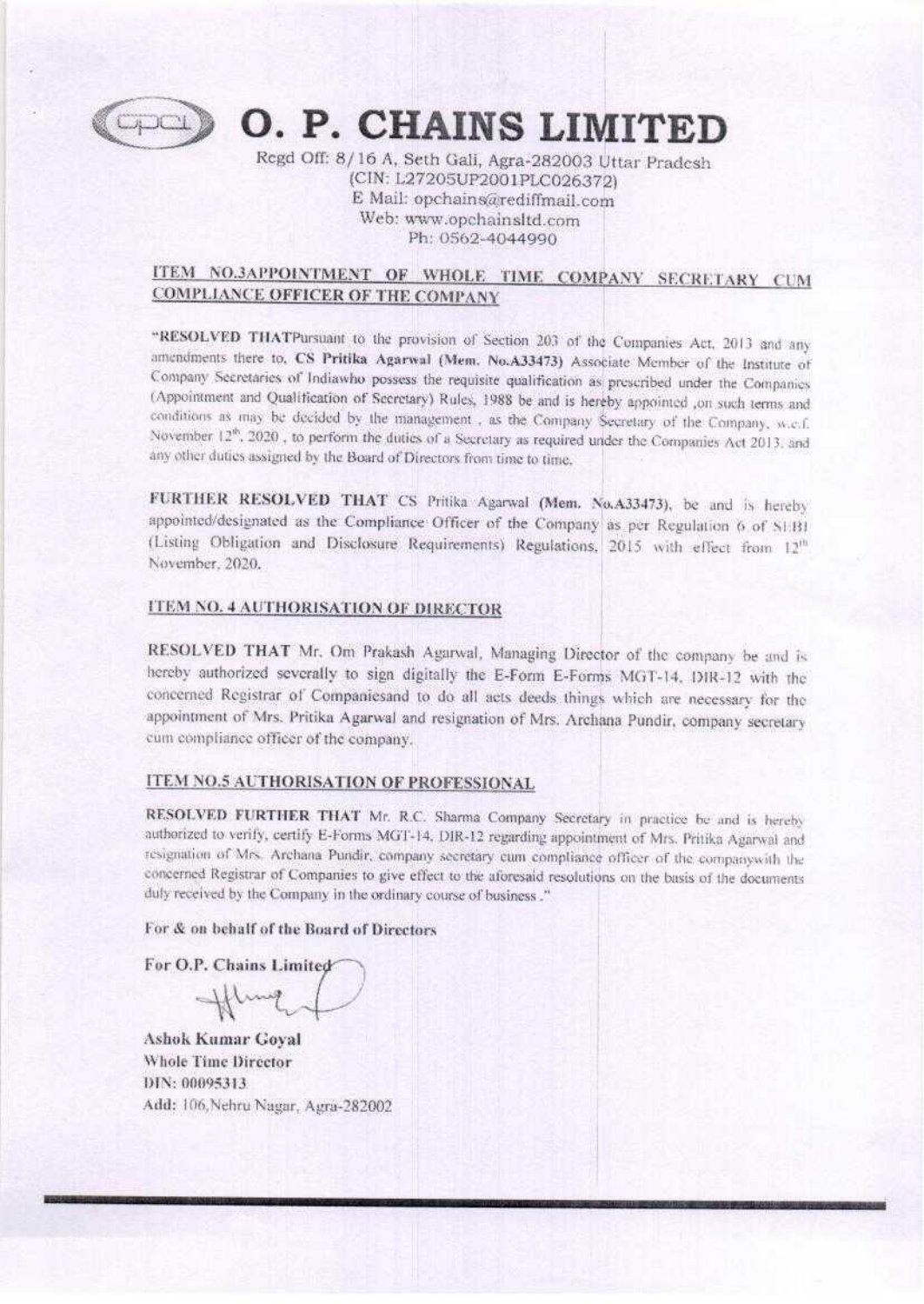# O. P. CHAINS LIMITED

Regd Off: 8/16 A, Seth Gali, Agra-282003 Uttar Pradesh
(CIN: L27205UP2001PLC026372)
E Mail: opchains@rediffmail.com
Web: www.opchainsltd.com
Ph: 0562-4044990

## ITEM NO.3APPOINTMENT OF WHOLE TIME COMPANY SECRETARY CUM COMPLIANCE OFFICER OF THE COMPANY

"**RESOLVED THAT**Pursuant to the provision of Section 203 of the Companies Act, 2013 and any amendments there to, **CS Pritika Agarwal (Mem. No.A33473)** Associate Member of the Institute of Company Secretaries of Indiawho possess the requisite qualification as prescribed under the Companies (Appointment and Qualification of Secretary) Rules, 1988 be and is hereby appointed ,on such terms and conditions as may be decided by the management , as the Company Secretary of the Company, w.e.f. November 12th, 2020 , to perform the duties of a Secretary as required under the Companies Act 2013, and any other duties assigned by the Board of Directors from time to time.

**FURTHER RESOLVED THAT** CS Pritika Agarwal **(Mem. No.A33473)**, be and is hereby appointed/designated as the Compliance Officer of the Company as per Regulation 6 of SEBI (Listing Obligation and Disclosure Requirements) Regulations, 2015 with effect from 12th November, 2020.

## ITEM NO. 4 AUTHORISATION OF DIRECTOR

**RESOLVED THAT** Mr. Om Prakash Agarwal, Managing Director of the company be and is hereby authorized severally to sign digitally the E-Form E-Forms MGT-14, DIR-12 with the concerned Registrar of Companiesand to do all acts deeds things which are necessary for the appointment of Mrs. Pritika Agarwal and resignation of Mrs. Archana Pundir, company secretary cum compliance officer of the company.

## ITEM NO.5 AUTHORISATION OF PROFESSIONAL

**RESOLVED FURTHER THAT** Mr. R.C. Sharma Company Secretary in practice be and is hereby authorized to verify, certify E-Forms MGT-14, DIR-12 regarding appointment of Mrs. Pritika Agarwal and resignation of Mrs. Archana Pundir, company secretary cum compliance officer of the companywith the concerned Registrar of Companies to give effect to the aforesaid resolutions on the basis of the documents duly received by the Company in the ordinary course of business ."

**For & on behalf of the Board of Directors**

**For O.P. Chains Limited**

**Ashok Kumar Goyal**
**Whole Time Director**
**DIN: 00095313**
**Add:** 106,Nehru Nagar, Agra-282002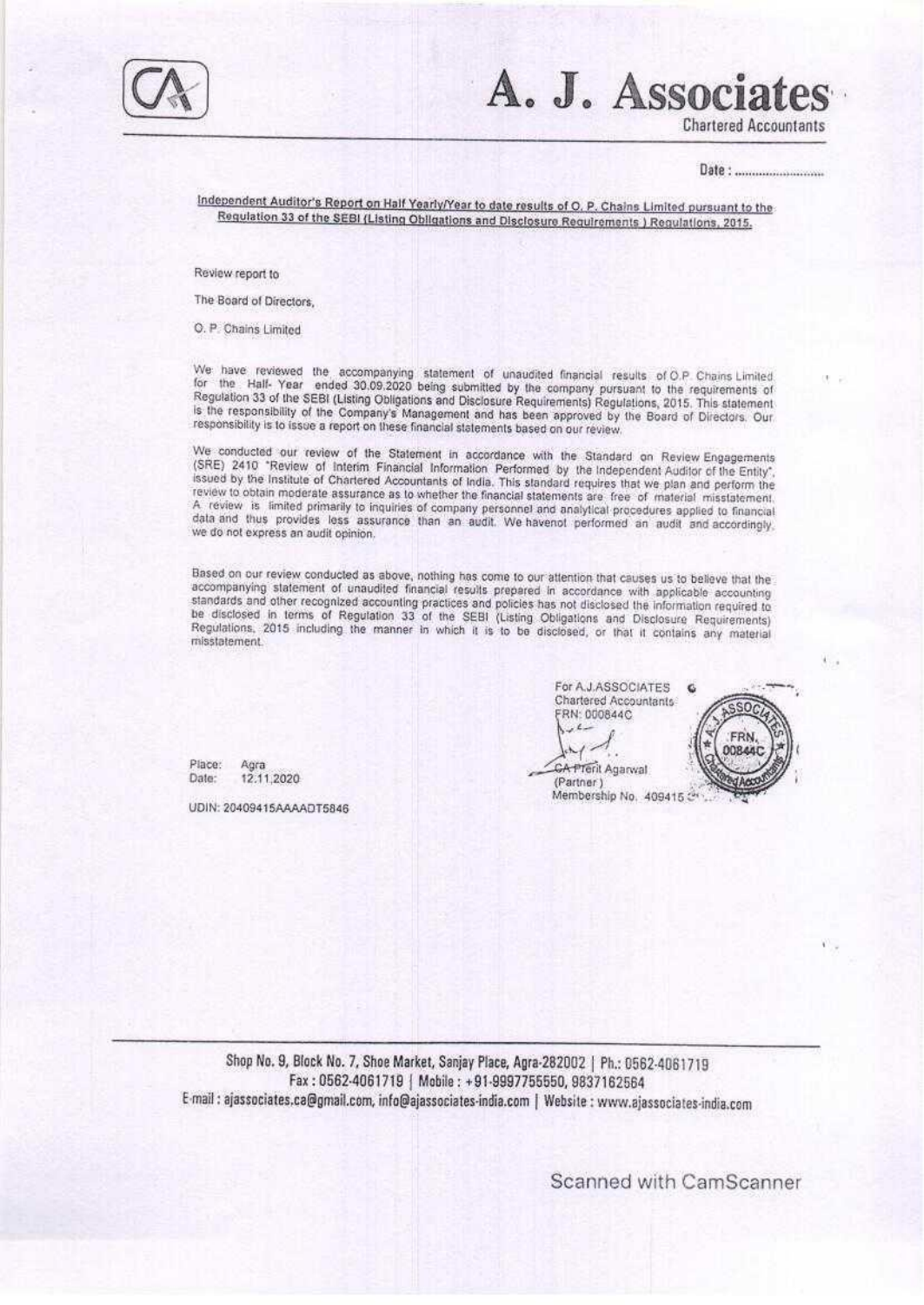# A. J. Associates

Chartered Accountants

Date : ........................

**Independent Auditor's Report on Half Yearly/Year to date results of O. P. Chains Limited pursuant to the Regulation 33 of the SEBI (Listing Obligations and Disclosure Requirements ) Regulations, 2015.**

Review report to

The Board of Directors,

O. P. Chains Limited

We have reviewed the accompanying statement of unaudited financial results of O.P. Chains Limited for the Half- Year ended 30.09.2020 being submitted by the company pursuant to the requirements of Regulation 33 of the SEBI (Listing Obligations and Disclosure Requirements) Regulations, 2015. This statement is the responsibility of the Company's Management and has been approved by the Board of Directors. Our responsibility is to issue a report on these financial statements based on our review.

We conducted our review of the Statement in accordance with the Standard on Review Engagements (SRE) 2410 "Review of Interim Financial Information Performed by the Independent Auditor of the Entity", issued by the Institute of Chartered Accountants of India. This standard requires that we plan and perform the review to obtain moderate assurance as to whether the financial statements are free of material misstatement. A review is limited primarily to inquiries of company personnel and analytical procedures applied to financial data and thus provides less assurance than an audit. We havenot performed an audit and accordingly, we do not express an audit opinion.

Based on our review conducted as above, nothing has come to our attention that causes us to believe that the accompanying statement of unaudited financial results prepared in accordance with applicable accounting standards and other recognized accounting practices and policies has not disclosed the information required to be disclosed in terms of Regulation 33 of the SEBI (Listing Obligations and Disclosure Requirements) Regulations, 2015 including the manner in which it is to be disclosed, or that it contains any material misstatement.

For A.J.ASSOCIATES
Chartered Accountants
FRN: 000844C

CA Prerit Agarwal
(Partner)
Membership No. 409415

Place: Agra
Date: 12.11.2020

UDIN: 20409415AAAADT5846

Shop No. 9, Block No. 7, Shoe Market, Sanjay Place, Agra-282002 | Ph.: 0562-4061719
Fax : 0562-4061719 | Mobile : +91-9997755550, 9837162564
E-mail : ajassociates.ca@gmail.com, info@ajassociates-india.com | Website : www.ajassociates-india.com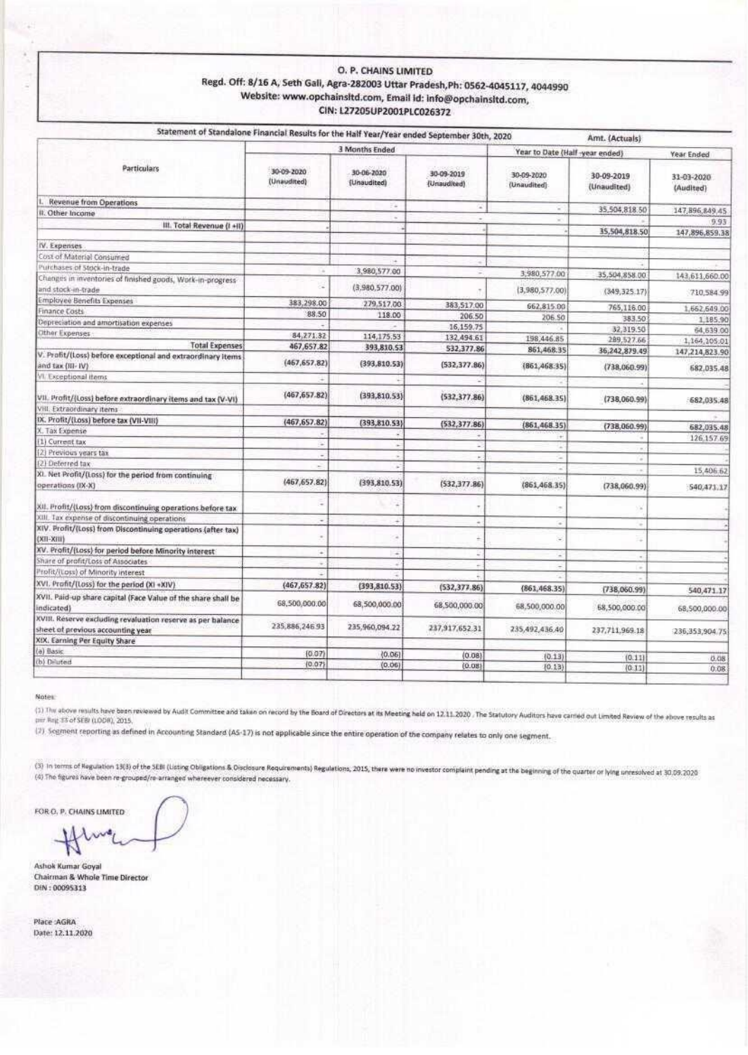# O. P. CHAINS LIMITED

**Regd. Off: 8/16 A, Seth Gali, Agra-282003 Uttar Pradesh,Ph: 0562-4045117, 4044990**
**Website: www.opchainsltd.com, Email id: info@opchainsltd.com,**
**CIN: L27205UP2001PLC026372**

Statement of Standalone Financial Results for the Half Year/Year ended September 30th, 2020 — Amt. (Actuals)

| Particulars | 3 Months Ended | | | Year to Date (Half -year ended) | | Year Ended |
|---|---|---|---|---|---|---|
| | 30-09-2020 (Unaudited) | 30-06-2020 (Unaudited) | 30-09-2019 (Unaudited) | 30-09-2020 (Unaudited) | 30-09-2019 (Unaudited) | 31-03-2020 (Audited) |
| I. Revenue from Operations | | - | - | - | 35,504,818.50 | 147,896,849.45 |
| II. Other Income | | - | - | - | | 9.93 |
| III. Total Revenue (I +II) | - | | | | 35,504,818.50 | 147,896,859.38 |
| IV. Expenses | | | | | | |
| Cost of Material Consumed | | - | | - | | |
| Purchases of Stock-in-trade | - | 3,980,577.00 | - | 3,980,577.00 | 35,504,858.00 | 143,611,660.00 |
| Changes in inventories of finished goods, Work-in-progress and stock-in-trade | - | (3,980,577.00) | - | (3,980,577.00) | (349,325.17) | 710,584.99 |
| Employee Benefits Expenses | 383,298.00 | 279,517.00 | 383,517.00 | 662,815.00 | 765,116.00 | 1,662,649.00 |
| Finance Costs | 88.50 | 118.00 | 206.50 | 206.50 | 383.50 | 1,185.90 |
| Depreciation and amortisation expenses | - | - | 16,159.75 | - | 32,319.50 | 64,639.00 |
| Other Expenses | 84,271.32 | 114,175.53 | 132,494.61 | 198,446.85 | 289,527.66 | 1,164,105.01 |
| Total Expenses | 467,657.82 | 393,810.53 | 532,377.86 | 861,468.35 | 36,242,879.49 | 147,214,823.90 |
| V. Profit/(Loss) before exceptional and extraordinary items and tax (III- IV) | (467,657.82) | (393,810.53) | (532,377.86) | (861,468.35) | (738,060.99) | 682,035.48 |
| VI. Exceptional items | | - | | - | - | - |
| VII. Profit/(Loss) before extraordinary items and tax (V-VI) | (467,657.82) | (393,810.53) | (532,377.86) | (861,468.35) | (738,060.99) | 682,035.48 |
| VIII. Extraordinary items | | | | | | - |
| IX. Profit/(Loss) before tax (VII-VIII) | (467,657.82) | (393,810.53) | (532,377.86) | (861,468.35) | (738,060.99) | 682,035.48 |
| X. Tax Expense | | | | | | 126,157.69 |
| (1) Current tax | - | - | - | - | - | |
| (2) Previous years tax | - | - | - | - | - | |
| (2) Deferred tax | - | - | - | - | - | 15,406.62 |
| XI. Net Profit/(Loss) for the period from continuing operations (IX-X) | (467,657.82) | (393,810.53) | (532,377.86) | (861,468.35) | (738,060.99) | 540,471.17 |
| XII. Profit/(Loss) from discontinuing operations before tax | - | - | - | - | - | |
| XIII. Tax expense of discontinuing operations | - | - | - | - | - | - |
| XIV. Profit/(Loss) from Discontinuing operations (after tax) (XII-XIII) | - | - | - | - | - | - |
| XV. Profit/(Loss) for period before Minority interest | - | - | - | - | - | - |
| Share of profit/Loss of Associates | - | - | - | - | - | - |
| Profit/(Loss) of Minority interest | - | - | - | - | - | - |
| XVI. Profit/(Loss) for the period (XI +XIV) | (467,657.82) | (393,810.53) | (532,377.86) | (861,468.35) | (738,060.99) | 540,471.17 |
| XVII. Paid-up share capital (Face Value of the share shall be indicated) | 68,500,000.00 | 68,500,000.00 | 68,500,000.00 | 68,500,000.00 | 68,500,000.00 | 68,500,000.00 |
| XVIII. Reserve excluding revaluation reserve as per balance sheet of previous accounting year | 235,886,246.93 | 235,960,094.22 | 237,917,652.31 | 235,492,436.40 | 237,711,969.18 | 236,353,904.75 |
| XIX. Earning Per Equity Share | | | | | | |
| (a) Basic | (0.07) | (0.06) | (0.08) | (0.13) | (0.11) | 0.08 |
| (b) Diluted | (0.07) | (0.06) | (0.08) | (0.13) | (0.11) | 0.08 |

Notes:

(1) The above results have been reviewed by Audit Committee and taken on record by the Board of Directors at its Meeting held on 12.11.2020 . The Statutory Auditors have carried out Limited Review of the above results as per Reg 33 of SEBI (LODR), 2015.

(2) Segment reporting as defined in Accounting Standard (AS-17) is not applicable since the entire operation of the company relates to only one segment.

(3) In terms of Regulation 13(3) of the SEBI (Listing Obligations & Disclosure Requirements) Regulations, 2015, there were no investor complaint pending at the beginning of the quarter or lying unresolved at 30.09.2020

(4) The figures have been re-grouped/re-arranged whereever considered necessary.

FOR O. P. CHAINS LIMITED

Ashok Kumar Goyal
Chairman & Whole Time Director
DIN : 00095313

Place :AGRA
Date: 12.11.2020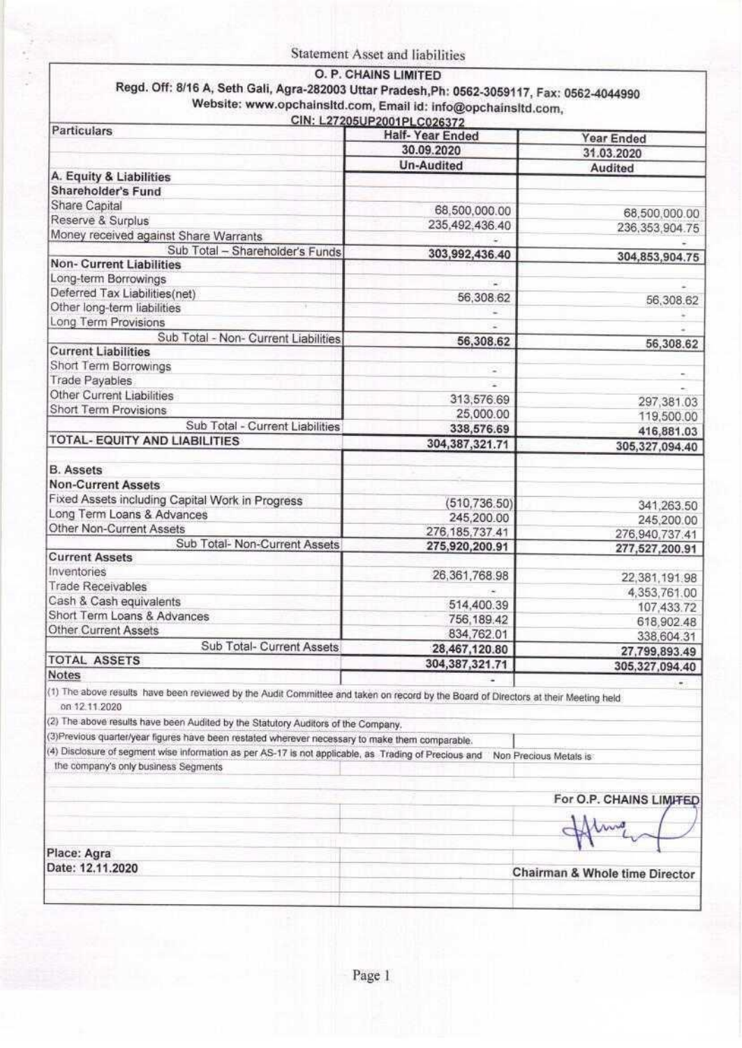Statement Asset and liabilities

**O. P. CHAINS LIMITED**

**Regd. Off: 8/16 A, Seth Gali, Agra-282003 Uttar Pradesh,Ph: 0562-3059117, Fax: 0562-4044990**

**Website: www.opchainsltd.com, Email id: info@opchainsltd.com,**

**CIN: L27205UP2001PLC026372**

| Particulars | Half- Year Ended | Year Ended |
|---|---|---|
| | 30.09.2020 | 31.03.2020 |
| | Un-Audited | Audited |
| **A. Equity & Liabilities** | | |
| **Shareholder's Fund** | | |
| Share Capital | 68,500,000.00 | 68,500,000.00 |
| Reserve & Surplus | 235,492,436.40 | 236,353,904.75 |
| Money received against Share Warrants | - | - |
| Sub Total – Shareholder's Funds | **303,992,436.40** | **304,853,904.75** |
| **Non- Current Liabilities** | | |
| Long-term Borrowings | - | - |
| Deferred Tax Liabilities(net) | 56,308.62 | 56,308.62 |
| Other long-term liabilities | - | - |
| Long Term Provisions | - | - |
| Sub Total - Non- Current Liabilities | **56,308.62** | **56,308.62** |
| **Current Liabilities** | | |
| Short Term Borrowings | - | - |
| Trade Payables | - | - |
| Other Current Liabilities | 313,576.69 | 297,381.03 |
| Short Term Provisions | 25,000.00 | 119,500.00 |
| Sub Total - Current Liabilities | **338,576.69** | **416,881.03** |
| **TOTAL- EQUITY AND LIABILITIES** | **304,387,321.71** | **305,327,094.40** |
| | | |
| **B. Assets** | | |
| **Non-Current Assets** | | |
| Fixed Assets including Capital Work in Progress | (510,736.50) | 341,263.50 |
| Long Term Loans & Advances | 245,200.00 | 245,200.00 |
| Other Non-Current Assets | 276,185,737.41 | 276,940,737.41 |
| Sub Total- Non-Current Assets | **275,920,200.91** | **277,527,200.91** |
| **Current Assets** | | |
| Inventories | 26,361,768.98 | 22,381,191.98 |
| Trade Receivables | - | 4,353,761.00 |
| Cash & Cash equivalents | 514,400.39 | 107,433.72 |
| Short Term Loans & Advances | 756,189.42 | 618,902.48 |
| Other Current Assets | 834,762.01 | 338,604.31 |
| Sub Total- Current Assets | **28,467,120.80** | **27,799,893.49** |
| **TOTAL ASSETS** | **304,387,321.71** | **305,327,094.40** |
| **Notes** | - | - |

(1) The above results have been reviewed by the Audit Committee and taken on record by the Board of Directors at their Meeting held on 12.11.2020

(2) The above results have been Audited by the Statutory Auditors of the Company.

(3)Previous quarter/year figures have been restated wherever necessary to make them comparable.

(4) Disclosure of segment wise information as per AS-17 is not applicable, as Trading of Precious and Non Precious Metals is the company's only business Segments

**For O.P. CHAINS LIMITED**

**Place: Agra**

**Date: 12.11.2020**

**Chairman & Whole time Director**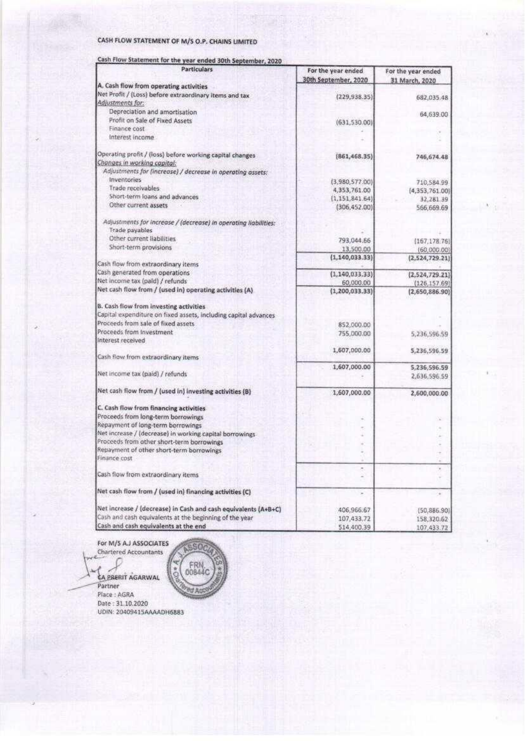# CASH FLOW STATEMENT OF M/S O.P. CHAINS LIMITED

Cash Flow Statement for the year ended 30th September, 2020

| Particulars | For the year ended 30th September, 2020 | For the year ended 31 March, 2020 |
|---|---|---|
| **A. Cash flow from operating activities** | | |
| Net Profit / (Loss) before extraordinary items and tax | (229,938.35) | 682,035.48 |
| *Adjustments for:* | | |
| Depreciation and amortisation | | 64,639.00 |
| Profit on Sale of Fixed Assets | (631,530.00) | |
| Finance cost | - | - |
| Interest income | - | - |
| Operating profit / (loss) before working capital changes | (861,468.35) | 746,674.48 |
| *Changes in working capital:* | | |
| *Adjustments for (increase) / decrease in operating assets:* | | |
| Inventories | (3,980,577.00) | 710,584.99 |
| Trade receivables | 4,353,761.00 | (4,353,761.00) |
| Short-term loans and advances | (1,151,841.64) | 32,281.39 |
| Other current assets | (306,452.00) | 566,669.69 |
| *Adjustments for increase / (decrease) in operating liabilities:* | | |
| Trade payables | - | - |
| Other current liabilities | 793,044.66 | (167,178.76) |
| Short-term provisions | 13,500.00 | (60,000.00) |
| | (1,140,033.33) | (2,524,729.21) |
| Cash flow from extraordinary items | - | |
| Cash generated from operations | (1,140,033.33) | (2,524,729.21) |
| Net income tax (paid) / refunds | 60,000.00 | (126,157.69) |
| Net cash flow from / (used in) operating activities (A) | (1,200,033.33) | (2,650,886.90) |
| **B. Cash flow from investing activities** | | |
| Capital expenditure on fixed assets, including capital advances | | |
| Proceeds from sale of fixed assets | 852,000.00 | |
| Proceeds from Investment | 755,000.00 | 5,236,596.59 |
| Interest received | | |
| | 1,607,000.00 | 5,236,596.59 |
| Cash flow from extraordinary items | | |
| | 1,607,000.00 | 5,236,596.59 |
| Net income tax (paid) / refunds | - | 2,636,596.59 |
| Net cash flow from / (used in) investing activities (B) | 1,607,000.00 | 2,600,000.00 |
| **C. Cash flow from financing activities** | | |
| Proceeds from long-term borrowings | - | - |
| Repayment of long-term borrowings | - | - |
| Net increase / (decrease) in working capital borrowings | - | - |
| Proceeds from other short-term borrowings | - | - |
| Repayment of other short-term borrowings | - | - |
| Finance cost | - | - |
| | - | - |
| Cash flow from extraordinary items | - | - |
| Net cash flow from / (used in) financing activities (C) | - | - |
| Net increase / (decrease) in Cash and cash equivalents (A+B+C) | 406,966.67 | (50,886.90) |
| Cash and cash equivalents at the beginning of the year | 107,433.72 | 158,320.62 |
| Cash and cash equivalents at the end | 514,400.39 | 107,433.72 |

For M/S A.J ASSOCIATES
Chartered Accountants

FRN 00844C

CA PRERIT AGARWAL
Partner
Place : AGRA
Date : 31.10.2020
UDIN: 20409415AAAADH6883